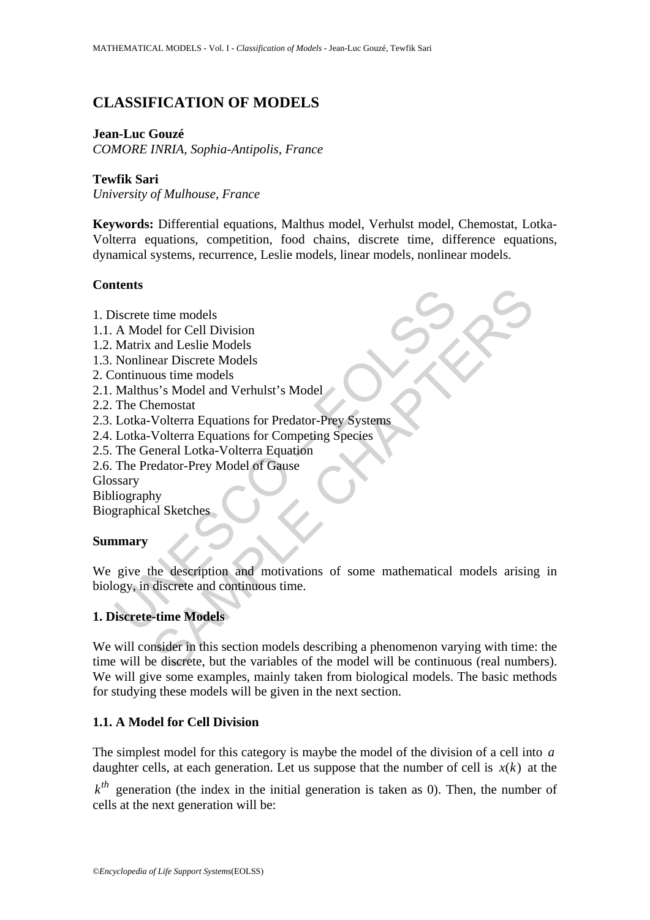# CLASSIFICATION OF MODELS

**Jean-Luc Gouzé**
*COMORE INRIA, Sophia-Antipolis, France*

**Tewfik Sari**
*University of Mulhouse, France*

**Keywords:** Differential equations, Malthus model, Verhulst model, Chemostat, Lotka-Volterra equations, competition, food chains, discrete time, difference equations, dynamical systems, recurrence, Leslie models, linear models, nonlinear models.

## Contents

1. Discrete time models
1.1. A Model for Cell Division
1.2. Matrix and Leslie Models
1.3. Nonlinear Discrete Models
2. Continuous time models
2.1. Malthus's Model and Verhulst's Model
2.2. The Chemostat
2.3. Lotka-Volterra Equations for Predator-Prey Systems
2.4. Lotka-Volterra Equations for Competing Species
2.5. The General Lotka-Volterra Equation
2.6. The Predator-Prey Model of Gause
Glossary
Bibliography
Biographical Sketches

## Summary

We give the description and motivations of some mathematical models arising in biology, in discrete and continuous time.

## 1. Discrete-time Models

We will consider in this section models describing a phenomenon varying with time: the time will be discrete, but the variables of the model will be continuous (real numbers). We will give some examples, mainly taken from biological models. The basic methods for studying these models will be given in the next section.

### 1.1. A Model for Cell Division

The simplest model for this category is maybe the model of the division of a cell into $a$ daughter cells, at each generation. Let us suppose that the number of cell is $x(k)$ at the $k^{th}$ generation (the index in the initial generation is taken as 0). Then, the number of cells at the next generation will be: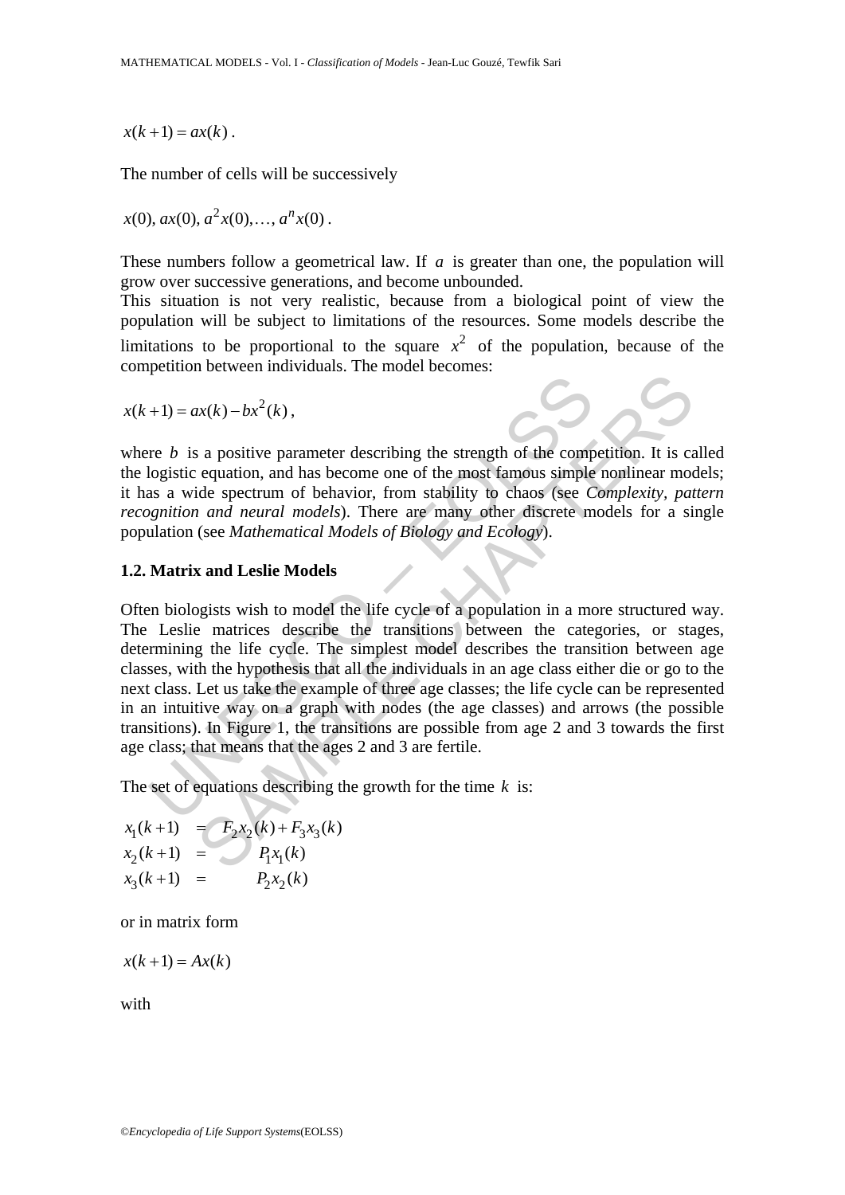$$x(k+1) = ax(k) \, .$$

The number of cells will be successively

$$x(0), ax(0), a^2x(0), \ldots, a^n x(0) \, .$$

These numbers follow a geometrical law. If $a$ is greater than one, the population will grow over successive generations, and become unbounded.

This situation is not very realistic, because from a biological point of view the population will be subject to limitations of the resources. Some models describe the limitations to be proportional to the square $x^2$ of the population, because of the competition between individuals. The model becomes:

$$x(k+1) = ax(k) - bx^2(k) \, ,$$

where $b$ is a positive parameter describing the strength of the competition. It is called the logistic equation, and has become one of the most famous simple nonlinear models; it has a wide spectrum of behavior, from stability to chaos (see *Complexity, pattern recognition and neural models*). There are many other discrete models for a single population (see *Mathematical Models of Biology and Ecology*).

### 1.2. Matrix and Leslie Models

Often biologists wish to model the life cycle of a population in a more structured way. The Leslie matrices describe the transitions between the categories, or stages, determining the life cycle. The simplest model describes the transition between age classes, with the hypothesis that all the individuals in an age class either die or go to the next class. Let us take the example of three age classes; the life cycle can be represented in an intuitive way on a graph with nodes (the age classes) and arrows (the possible transitions). In Figure 1, the transitions are possible from age 2 and 3 towards the first age class; that means that the ages 2 and 3 are fertile.

The set of equations describing the growth for the time $k$ is:

$$\begin{aligned}
x_1(k+1) &= F_2 x_2(k) + F_3 x_3(k) \\
x_2(k+1) &= P_1 x_1(k) \\
x_3(k+1) &= P_2 x_2(k)
\end{aligned}$$

or in matrix form

$$x(k+1) = Ax(k)$$

with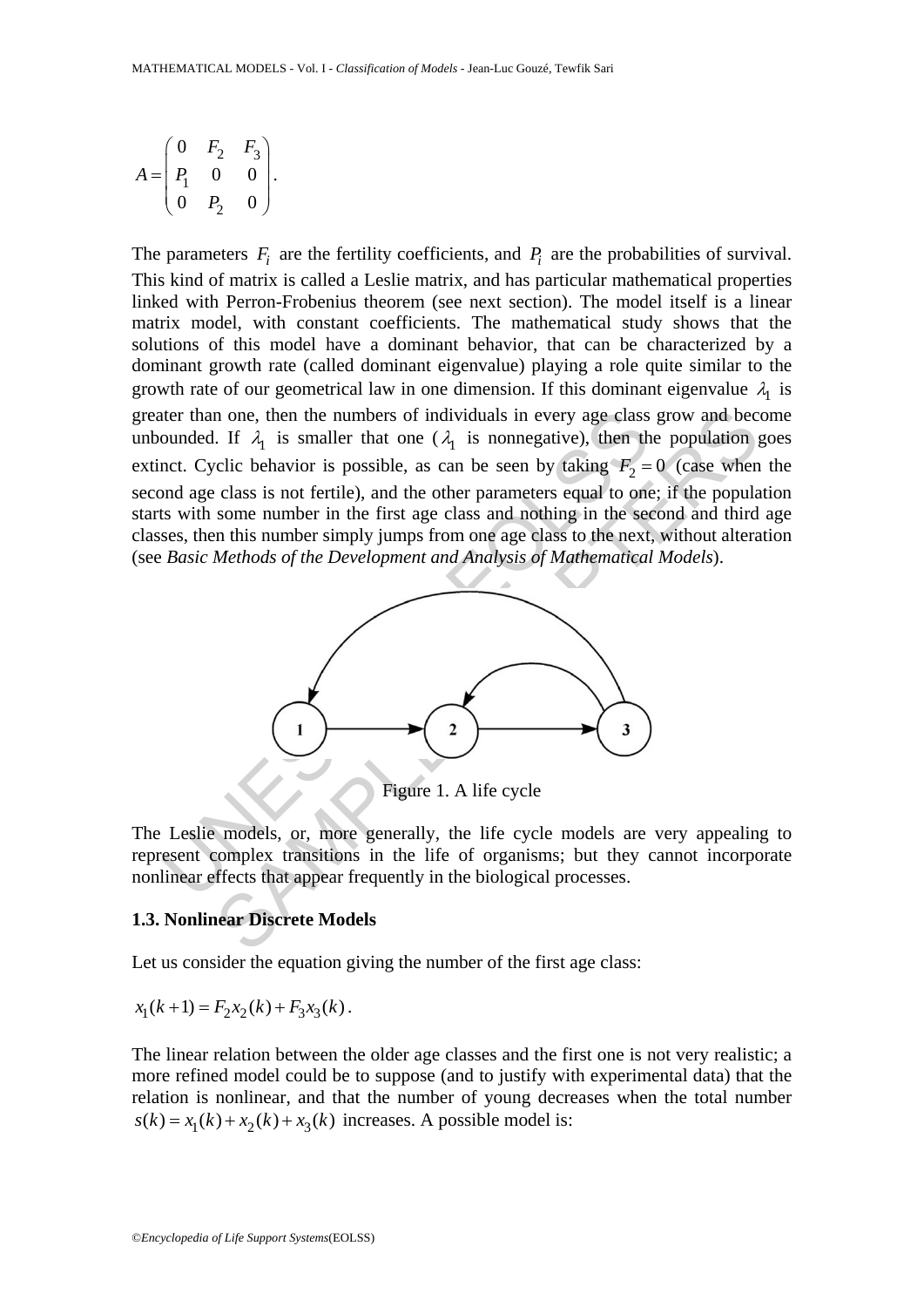$$A = \begin{pmatrix} 0 & F_2 & F_3 \\ P_1 & 0 & 0 \\ 0 & P_2 & 0 \end{pmatrix}.$$

The parameters $F_i$ are the fertility coefficients, and $P_i$ are the probabilities of survival. This kind of matrix is called a Leslie matrix, and has particular mathematical properties linked with Perron-Frobenius theorem (see next section). The model itself is a linear matrix model, with constant coefficients. The mathematical study shows that the solutions of this model have a dominant behavior, that can be characterized by a dominant growth rate (called dominant eigenvalue) playing a role quite similar to the growth rate of our geometrical law in one dimension. If this dominant eigenvalue $\lambda_1$ is greater than one, then the numbers of individuals in every age class grow and become unbounded. If $\lambda_1$ is smaller that one ($\lambda_1$ is nonnegative), then the population goes extinct. Cyclic behavior is possible, as can be seen by taking $F_2 = 0$ (case when the second age class is not fertile), and the other parameters equal to one; if the population starts with some number in the first age class and nothing in the second and third age classes, then this number simply jumps from one age class to the next, without alteration (see *Basic Methods of the Development and Analysis of Mathematical Models*).

1 2 3

Figure 1. A life cycle

The Leslie models, or, more generally, the life cycle models are very appealing to represent complex transitions in the life of organisms; but they cannot incorporate nonlinear effects that appear frequently in the biological processes.

### 1.3. Nonlinear Discrete Models

Let us consider the equation giving the number of the first age class:

$$x_1(k+1) = F_2 x_2(k) + F_3 x_3(k).$$

The linear relation between the older age classes and the first one is not very realistic; a more refined model could be to suppose (and to justify with experimental data) that the relation is nonlinear, and that the number of young decreases when the total number $s(k) = x_1(k) + x_2(k) + x_3(k)$ increases. A possible model is: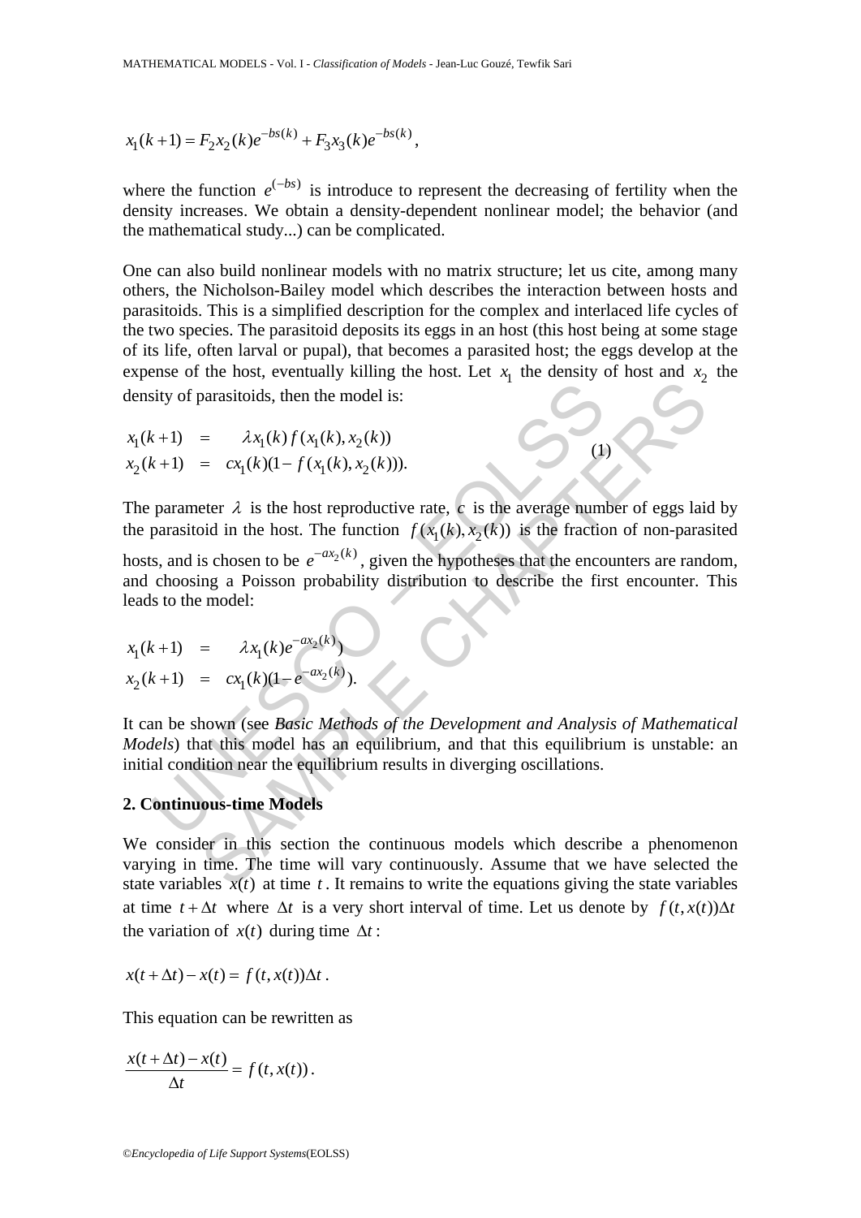$$x_1(k+1) = F_2 x_2(k) e^{-bs(k)} + F_3 x_3(k) e^{-bs(k)},$$

where the function $e^{(-bs)}$ is introduce to represent the decreasing of fertility when the density increases. We obtain a density-dependent nonlinear model; the behavior (and the mathematical study...) can be complicated.

One can also build nonlinear models with no matrix structure; let us cite, among many others, the Nicholson-Bailey model which describes the interaction between hosts and parasitoids. This is a simplified description for the complex and interlaced life cycles of the two species. The parasitoid deposits its eggs in an host (this host being at some stage of its life, often larval or pupal), that becomes a parasited host; the eggs develop at the expense of the host, eventually killing the host. Let $x_1$ the density of host and $x_2$ the density of parasitoids, then the model is:

$$\begin{aligned} x_1(k+1) &= \lambda x_1(k) f(x_1(k), x_2(k)) \\ x_2(k+1) &= c x_1(k)(1 - f(x_1(k), x_2(k))). \end{aligned} \tag{1}$$

The parameter $\lambda$ is the host reproductive rate, $c$ is the average number of eggs laid by the parasitoid in the host. The function $f(x_1(k), x_2(k))$ is the fraction of non-parasited hosts, and is chosen to be $e^{-ax_2(k)}$, given the hypotheses that the encounters are random, and choosing a Poisson probability distribution to describe the first encounter. This leads to the model:

$$\begin{aligned} x_1(k+1) &= \lambda x_1(k) e^{-ax_2(k)}) \\ x_2(k+1) &= c x_1(k)(1 - e^{-ax_2(k)}). \end{aligned}$$

It can be shown (see *Basic Methods of the Development and Analysis of Mathematical Models*) that this model has an equilibrium, and that this equilibrium is unstable: an initial condition near the equilibrium results in diverging oscillations.

## 2. Continuous-time Models

We consider in this section the continuous models which describe a phenomenon varying in time. The time will vary continuously. Assume that we have selected the state variables $x(t)$ at time $t$. It remains to write the equations giving the state variables at time $t + \Delta t$ where $\Delta t$ is a very short interval of time. Let us denote by $f(t, x(t))\Delta t$ the variation of $x(t)$ during time $\Delta t$:

$$x(t + \Delta t) - x(t) = f(t, x(t))\Delta t.$$

This equation can be rewritten as

$$\frac{x(t + \Delta t) - x(t)}{\Delta t} = f(t, x(t)).$$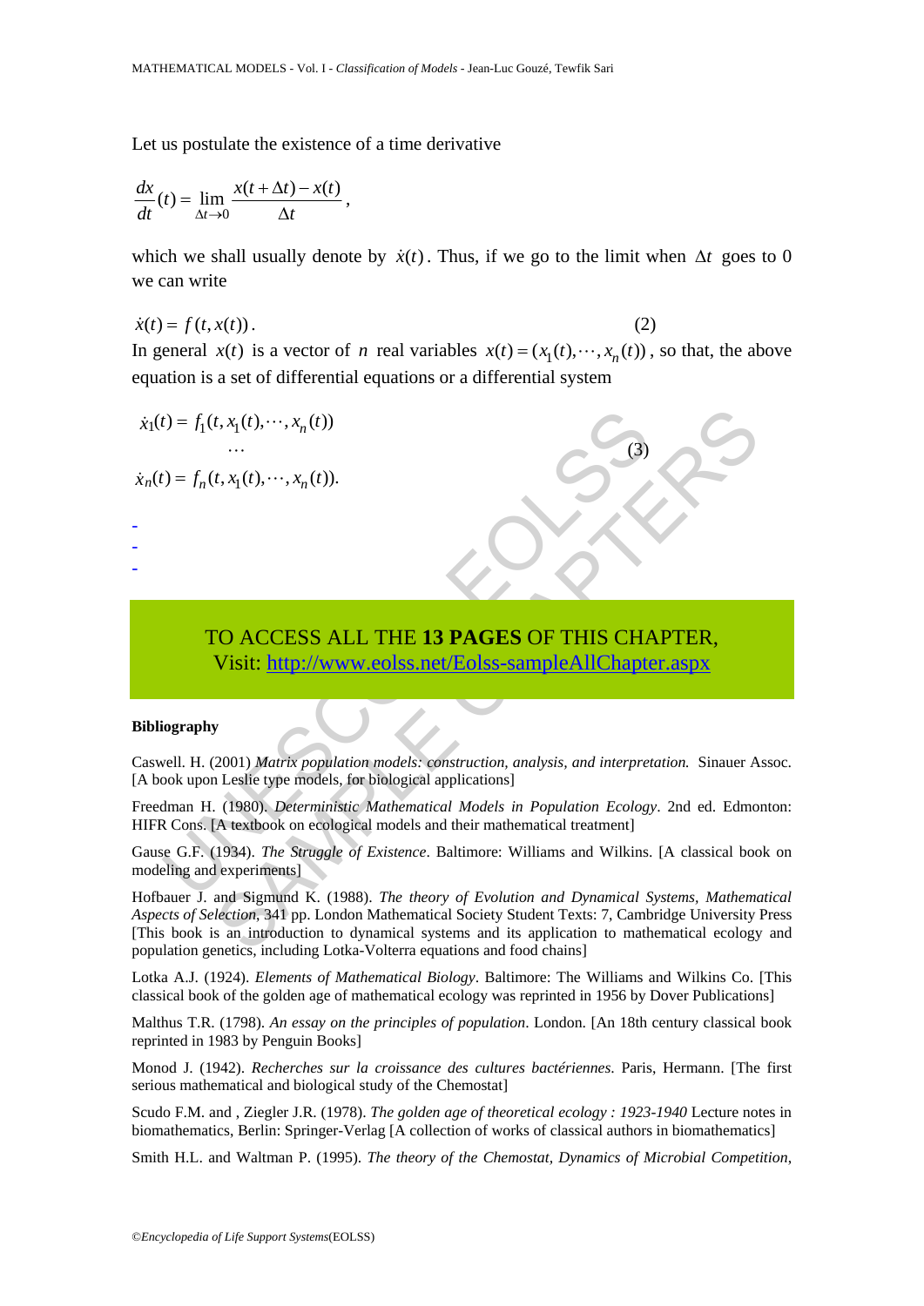Let us postulate the existence of a time derivative

$$\frac{dx}{dt}(t) = \lim_{\Delta t \to 0} \frac{x(t+\Delta t) - x(t)}{\Delta t},$$

which we shall usually denote by $\dot{x}(t)$. Thus, if we go to the limit when $\Delta t$ goes to 0 we can write

$$\dot{x}(t) = f(t, x(t)). \tag{2}$$

In general $x(t)$ is a vector of $n$ real variables $x(t) = (x_1(t), \cdots, x_n(t))$, so that, the above equation is a set of differential equations or a differential system

$$\begin{aligned} \dot{x}_1(t) &= f_1(t, x_1(t), \cdots, x_n(t)) \\ &\cdots \\ \dot{x}_n(t) &= f_n(t, x_1(t), \cdots, x_n(t)). \end{aligned} \tag{3}$$

-
-
-

TO ACCESS ALL THE **13 PAGES** OF THIS CHAPTER,
Visit: http://www.eolss.net/Eolss-sampleAllChapter.aspx

**Bibliography**

Caswell. H. (2001) *Matrix population models: construction, analysis, and interpretation.* Sinauer Assoc. [A book upon Leslie type models, for biological applications]

Freedman H. (1980). *Deterministic Mathematical Models in Population Ecology*. 2nd ed. Edmonton: HIFR Cons. [A textbook on ecological models and their mathematical treatment]

Gause G.F. (1934). *The Struggle of Existence*. Baltimore: Williams and Wilkins. [A classical book on modeling and experiments]

Hofbauer J. and Sigmund K. (1988). *The theory of Evolution and Dynamical Systems, Mathematical Aspects of Selection*, 341 pp. London Mathematical Society Student Texts: 7, Cambridge University Press [This book is an introduction to dynamical systems and its application to mathematical ecology and population genetics, including Lotka-Volterra equations and food chains]

Lotka A.J. (1924). *Elements of Mathematical Biology*. Baltimore: The Williams and Wilkins Co. [This classical book of the golden age of mathematical ecology was reprinted in 1956 by Dover Publications]

Malthus T.R. (1798). *An essay on the principles of population*. London. [An 18th century classical book reprinted in 1983 by Penguin Books]

Monod J. (1942). *Recherches sur la croissance des cultures bactériennes*. Paris, Hermann. [The first serious mathematical and biological study of the Chemostat]

Scudo F.M. and , Ziegler J.R. (1978). *The golden age of theoretical ecology : 1923-1940* Lecture notes in biomathematics, Berlin: Springer-Verlag [A collection of works of classical authors in biomathematics]

Smith H.L. and Waltman P. (1995). *The theory of the Chemostat, Dynamics of Microbial Competition*,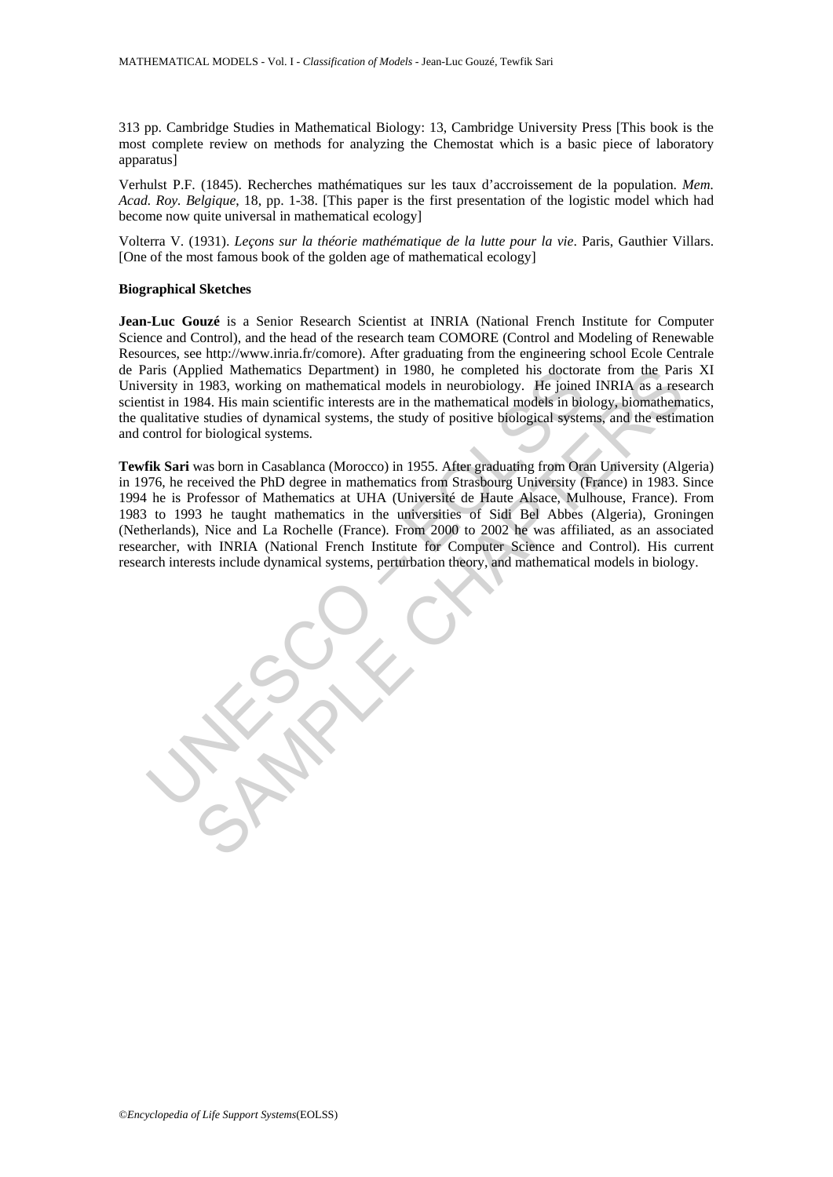313 pp. Cambridge Studies in Mathematical Biology: 13, Cambridge University Press [This book is the most complete review on methods for analyzing the Chemostat which is a basic piece of laboratory apparatus]

Verhulst P.F. (1845). Recherches mathématiques sur les taux d'accroissement de la population. *Mem. Acad. Roy. Belgique*, 18, pp. 1-38. [This paper is the first presentation of the logistic model which had become now quite universal in mathematical ecology]

Volterra V. (1931). *Leçons sur la théorie mathématique de la lutte pour la vie*. Paris, Gauthier Villars. [One of the most famous book of the golden age of mathematical ecology]

**Biographical Sketches**

**Jean-Luc Gouzé** is a Senior Research Scientist at INRIA (National French Institute for Computer Science and Control), and the head of the research team COMORE (Control and Modeling of Renewable Resources, see http://www.inria.fr/comore). After graduating from the engineering school Ecole Centrale de Paris (Applied Mathematics Department) in 1980, he completed his doctorate from the Paris XI University in 1983, working on mathematical models in neurobiology. He joined INRIA as a research scientist in 1984. His main scientific interests are in the mathematical models in biology, biomathematics, the qualitative studies of dynamical systems, the study of positive biological systems, and the estimation and control for biological systems.

**Tewfik Sari** was born in Casablanca (Morocco) in 1955. After graduating from Oran University (Algeria) in 1976, he received the PhD degree in mathematics from Strasbourg University (France) in 1983. Since 1994 he is Professor of Mathematics at UHA (Université de Haute Alsace, Mulhouse, France). From 1983 to 1993 he taught mathematics in the universities of Sidi Bel Abbes (Algeria), Groningen (Netherlands), Nice and La Rochelle (France). From 2000 to 2002 he was affiliated, as an associated researcher, with INRIA (National French Institute for Computer Science and Control). His current research interests include dynamical systems, perturbation theory, and mathematical models in biology.